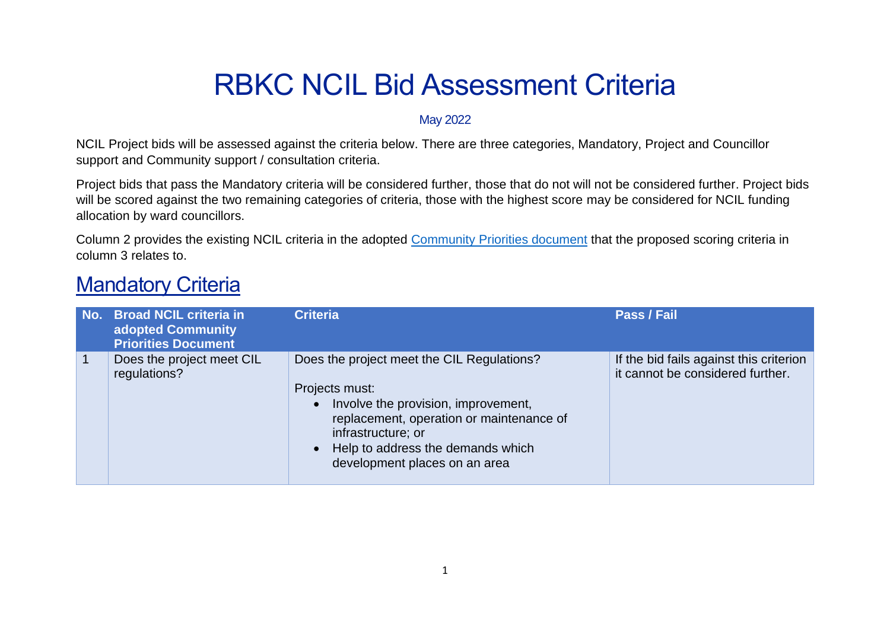# RBKC NCIL Bid Assessment Criteria

May 2022

NCIL Project bids will be assessed against the criteria below. There are three categories, Mandatory, Project and Councillor support and Community support / consultation criteria.

Project bids that pass the Mandatory criteria will be considered further, those that do not will not be considered further. Project bids will be scored against the two remaining categories of criteria, those with the highest score may be considered for NCIL funding allocation by ward councillors.

Column 2 provides the existing NCIL criteria in the adopted [Community Priorities document](#) that the proposed scoring criteria in column 3 relates to.

## Mandatory Criteria

| No. | Broad NCIL criteria in adopted Community Priorities Document | Criteria | Pass / Fail |
|---|---|---|---|
| 1 | Does the project meet CIL regulations? | Does the project meet the CIL Regulations?<br><br>Projects must:<br>• Involve the provision, improvement, replacement, operation or maintenance of infrastructure; or<br>• Help to address the demands which development places on an area | If the bid fails against this criterion it cannot be considered further. |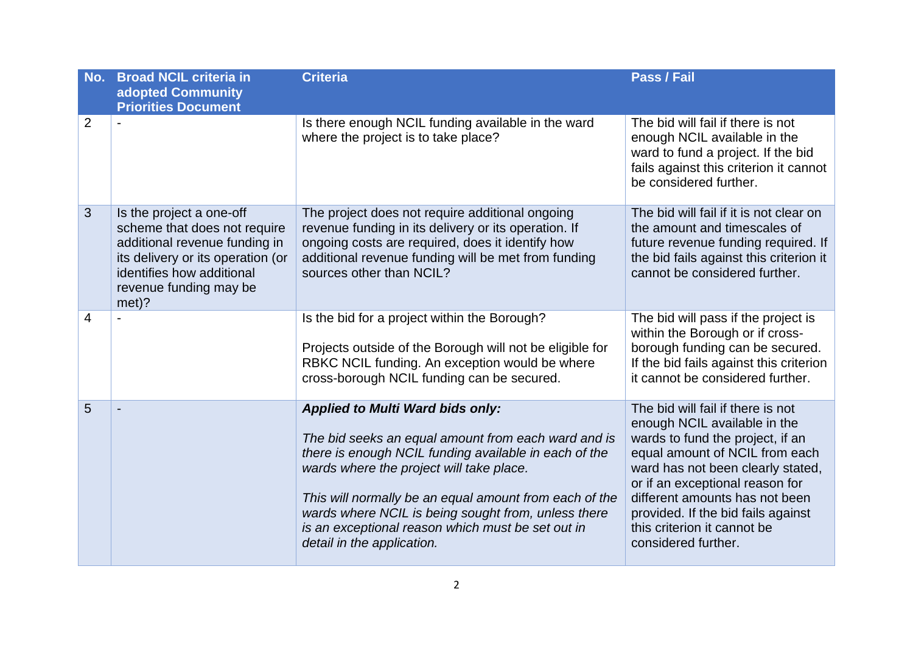| No. | Broad NCIL criteria in adopted Community Priorities Document | Criteria | Pass / Fail |
|---|---|---|---|
| 2 | - | Is there enough NCIL funding available in the ward where the project is to take place? | The bid will fail if there is not enough NCIL available in the ward to fund a project. If the bid fails against this criterion it cannot be considered further. |
| 3 | Is the project a one-off scheme that does not require additional revenue funding in its delivery or its operation (or identifies how additional revenue funding may be met)? | The project does not require additional ongoing revenue funding in its delivery or its operation. If ongoing costs are required, does it identify how additional revenue funding will be met from funding sources other than NCIL? | The bid will fail if it is not clear on the amount and timescales of future revenue funding required. If the bid fails against this criterion it cannot be considered further. |
| 4 | - | Is the bid for a project within the Borough?<br><br>Projects outside of the Borough will not be eligible for RBKC NCIL funding. An exception would be where cross-borough NCIL funding can be secured. | The bid will pass if the project is within the Borough or if cross-borough funding can be secured. If the bid fails against this criterion it cannot be considered further. |
| 5 | - | ***Applied to Multi Ward bids only:***<br><br>*The bid seeks an equal amount from each ward and is there is enough NCIL funding available in each of the wards where the project will take place.*<br><br>*This will normally be an equal amount from each of the wards where NCIL is being sought from, unless there is an exceptional reason which must be set out in detail in the application.* | The bid will fail if there is not enough NCIL available in the wards to fund the project, if an equal amount of NCIL from each ward has not been clearly stated, or if an exceptional reason for different amounts has not been provided. If the bid fails against this criterion it cannot be considered further. |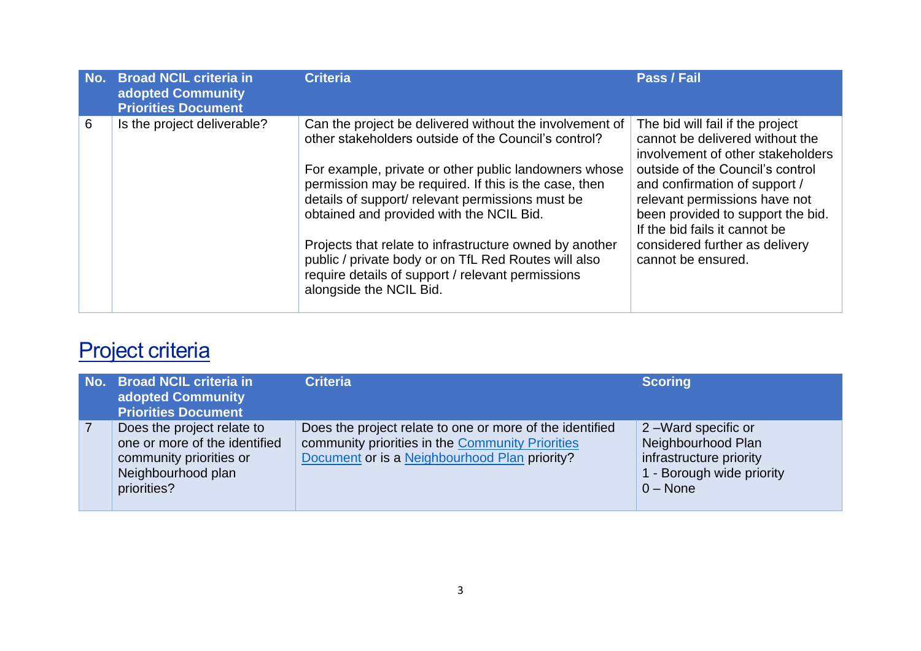| No. | Broad NCIL criteria in adopted Community Priorities Document | Criteria | Pass / Fail |
|---|---|---|---|
| 6 | Is the project deliverable? | Can the project be delivered without the involvement of other stakeholders outside of the Council's control?<br><br>For example, private or other public landowners whose permission may be required. If this is the case, then details of support/ relevant permissions must be obtained and provided with the NCIL Bid.<br><br>Projects that relate to infrastructure owned by another public / private body or on TfL Red Routes will also require details of support / relevant permissions alongside the NCIL Bid. | The bid will fail if the project cannot be delivered without the involvement of other stakeholders outside of the Council's control and confirmation of support / relevant permissions have not been provided to support the bid. If the bid fails it cannot be considered further as delivery cannot be ensured. |

## Project criteria

| No. | Broad NCIL criteria in adopted Community Priorities Document | Criteria | Scoring |
|---|---|---|---|
| 7 | Does the project relate to one or more of the identified community priorities or Neighbourhood plan priorities? | Does the project relate to one or more of the identified community priorities in the Community Priorities Document or is a Neighbourhood Plan priority? | 2 –Ward specific or Neighbourhood Plan infrastructure priority<br>1 - Borough wide priority<br>0 – None |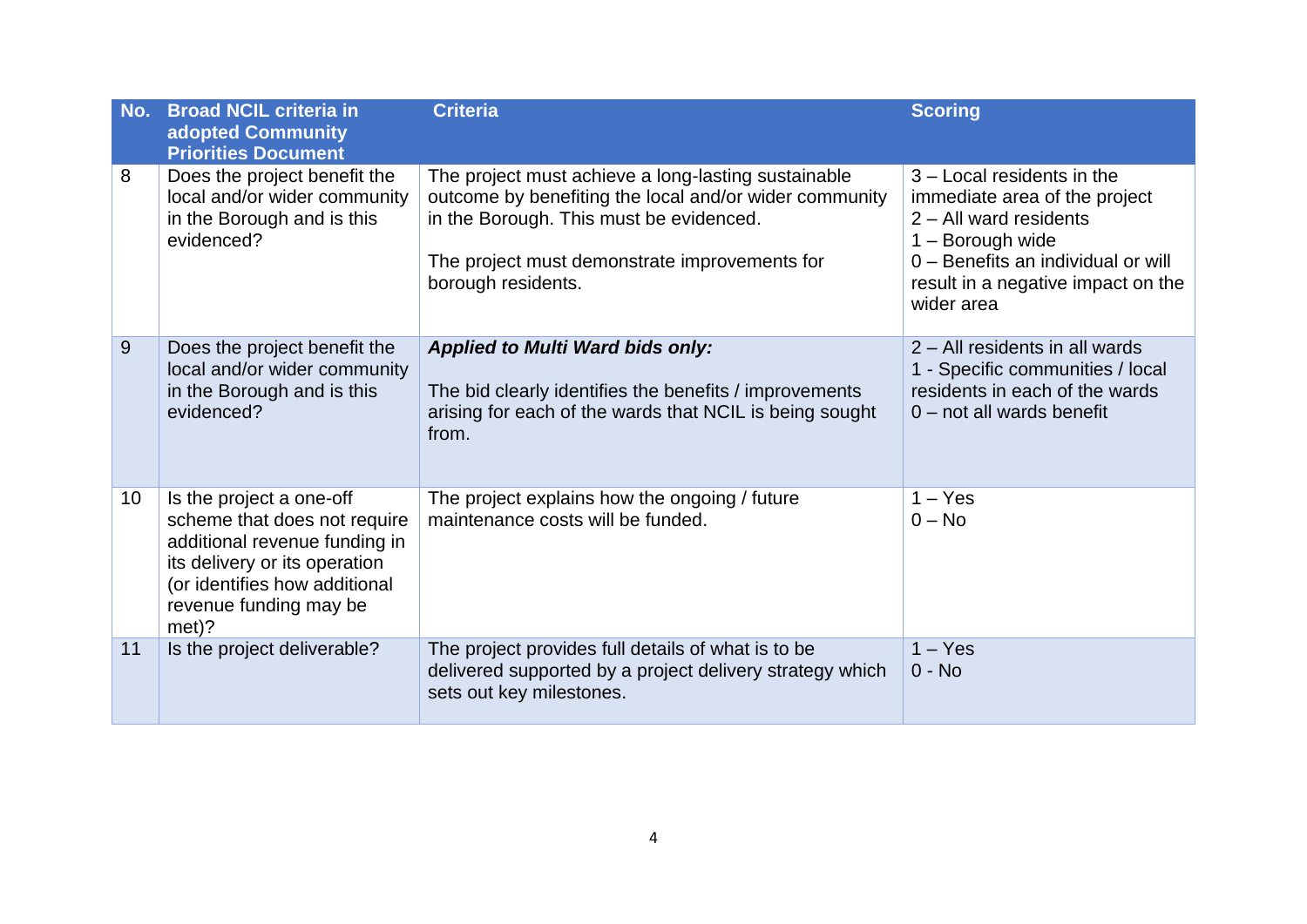| No. | Broad NCIL criteria in adopted Community Priorities Document | Criteria | Scoring |
|---|---|---|---|
| 8 | Does the project benefit the local and/or wider community in the Borough and is this evidenced? | The project must achieve a long-lasting sustainable outcome by benefiting the local and/or wider community in the Borough. This must be evidenced.<br><br>The project must demonstrate improvements for borough residents. | 3 – Local residents in the immediate area of the project<br>2 – All ward residents<br>1 – Borough wide<br>0 – Benefits an individual or will result in a negative impact on the wider area |
| 9 | Does the project benefit the local and/or wider community in the Borough and is this evidenced? | ***Applied to Multi Ward bids only:***<br><br>The bid clearly identifies the benefits / improvements arising for each of the wards that NCIL is being sought from. | 2 – All residents in all wards<br>1 - Specific communities / local residents in each of the wards<br>0 – not all wards benefit |
| 10 | Is the project a one-off scheme that does not require additional revenue funding in its delivery or its operation (or identifies how additional revenue funding may be met)? | The project explains how the ongoing / future maintenance costs will be funded. | 1 – Yes<br>0 – No |
| 11 | Is the project deliverable? | The project provides full details of what is to be delivered supported by a project delivery strategy which sets out key milestones. | 1 – Yes<br>0 - No |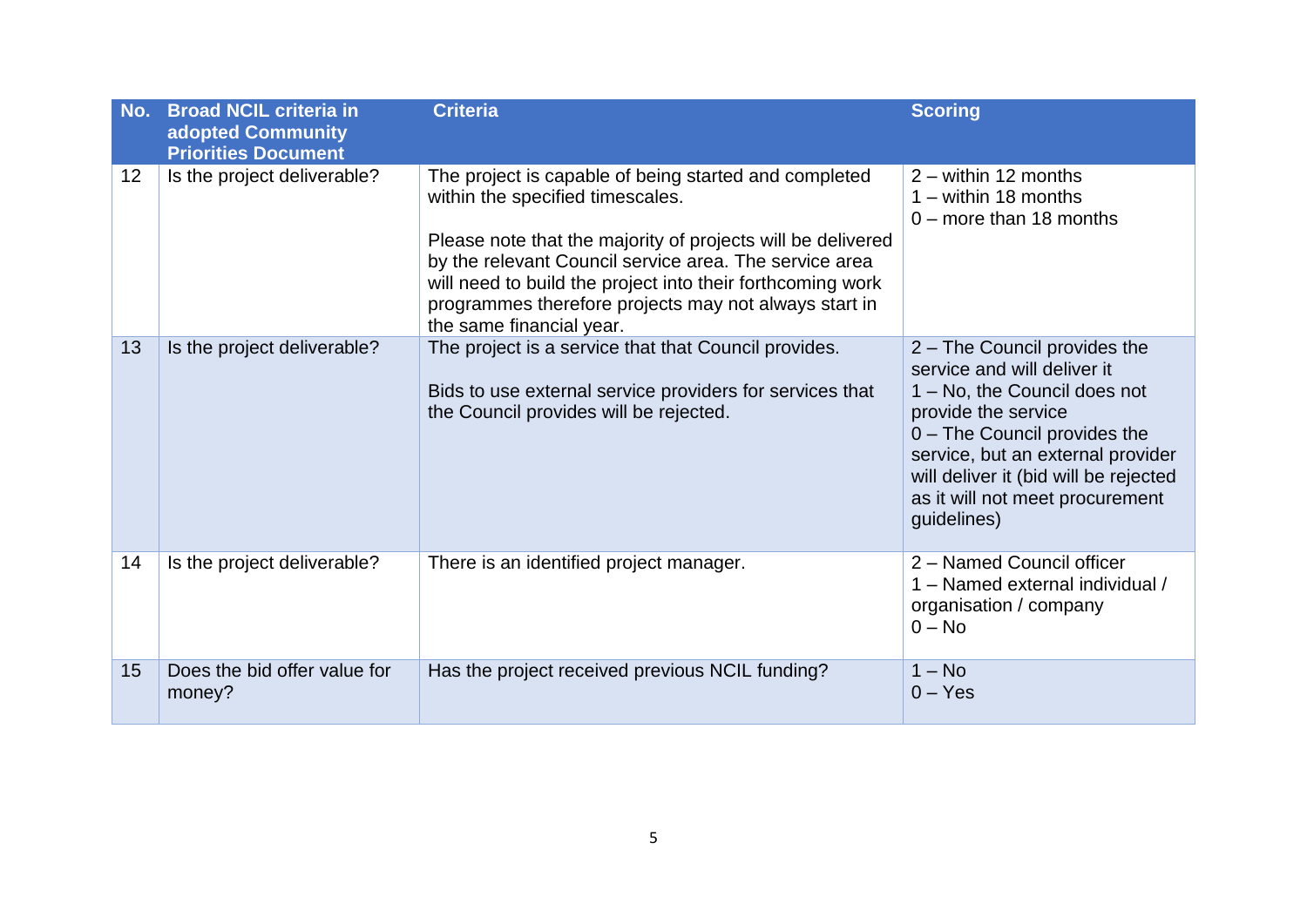| No. | Broad NCIL criteria in adopted Community Priorities Document | Criteria | Scoring |
|---|---|---|---|
| 12 | Is the project deliverable? | The project is capable of being started and completed within the specified timescales.<br><br>Please note that the majority of projects will be delivered by the relevant Council service area. The service area will need to build the project into their forthcoming work programmes therefore projects may not always start in the same financial year. | 2 – within 12 months<br>1 – within 18 months<br>0 – more than 18 months |
| 13 | Is the project deliverable? | The project is a service that that Council provides.<br><br>Bids to use external service providers for services that the Council provides will be rejected. | 2 – The Council provides the service and will deliver it<br>1 – No, the Council does not provide the service<br>0 – The Council provides the service, but an external provider will deliver it (bid will be rejected as it will not meet procurement guidelines) |
| 14 | Is the project deliverable? | There is an identified project manager. | 2 – Named Council officer<br>1 – Named external individual / organisation / company<br>0 – No |
| 15 | Does the bid offer value for money? | Has the project received previous NCIL funding? | 1 – No<br>0 – Yes |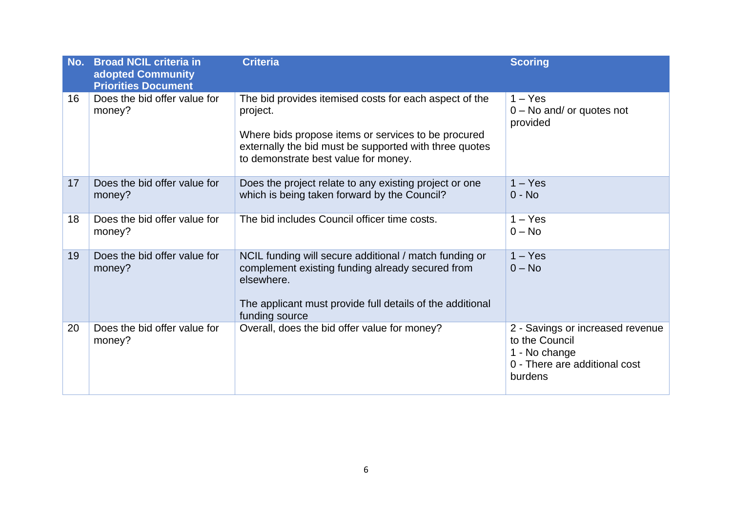| No. | Broad NCIL criteria in adopted Community Priorities Document | Criteria | Scoring |
| --- | --- | --- | --- |
| 16 | Does the bid offer value for money? | The bid provides itemised costs for each aspect of the project.<br><br>Where bids propose items or services to be procured externally the bid must be supported with three quotes to demonstrate best value for money. | 1 – Yes<br>0 – No and/ or quotes not provided |
| 17 | Does the bid offer value for money? | Does the project relate to any existing project or one which is being taken forward by the Council? | 1 – Yes<br>0 - No |
| 18 | Does the bid offer value for money? | The bid includes Council officer time costs. | 1 – Yes<br>0 – No |
| 19 | Does the bid offer value for money? | NCIL funding will secure additional / match funding or complement existing funding already secured from elsewhere.<br><br>The applicant must provide full details of the additional funding source | 1 – Yes<br>0 – No |
| 20 | Does the bid offer value for money? | Overall, does the bid offer value for money? | 2 - Savings or increased revenue to the Council<br>1 - No change<br>0 - There are additional cost burdens |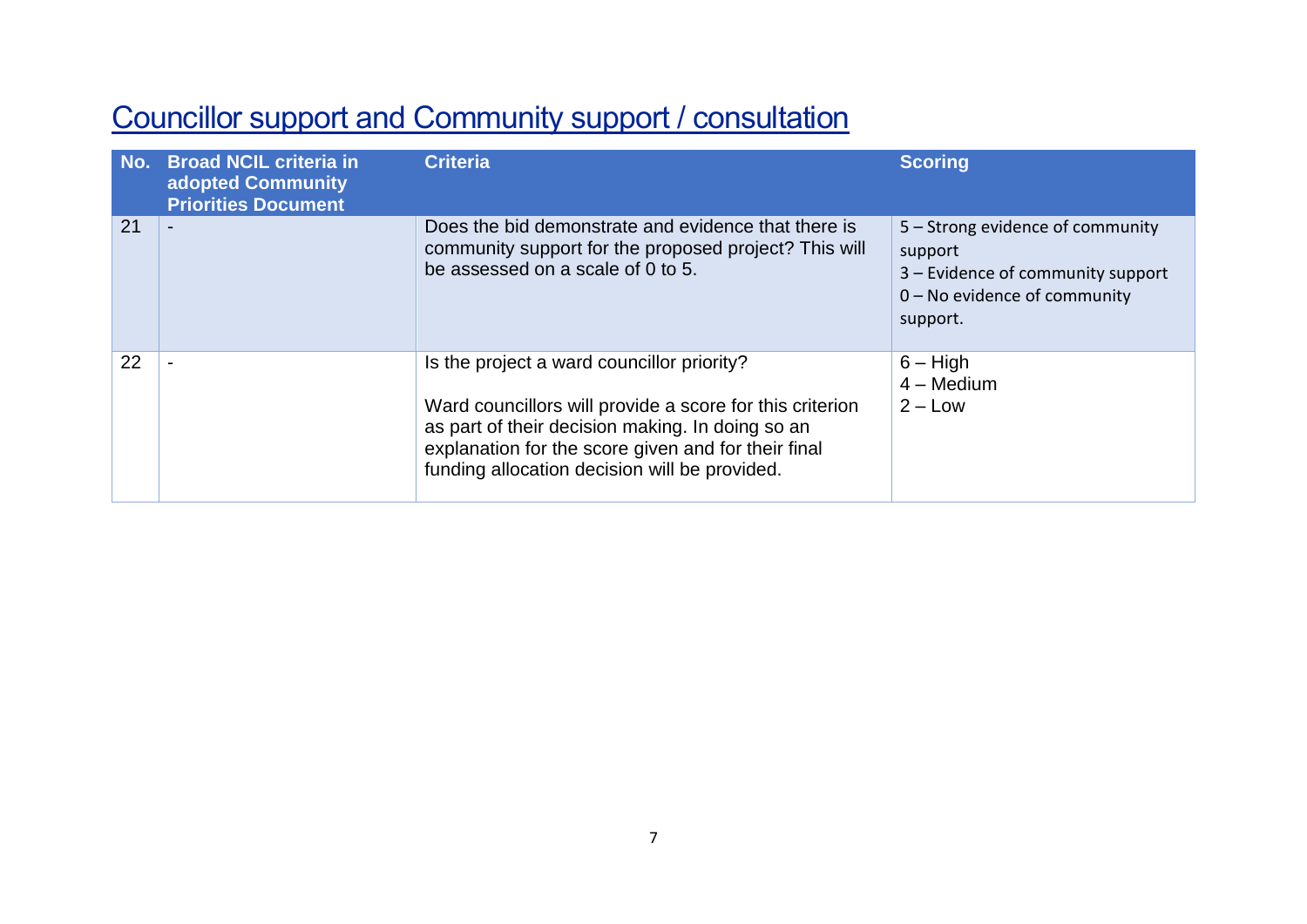## Councillor support and Community support / consultation

| No. | Broad NCIL criteria in adopted Community Priorities Document | Criteria | Scoring |
|---|---|---|---|
| 21 | - | Does the bid demonstrate and evidence that there is community support for the proposed project? This will be assessed on a scale of 0 to 5. | 5 – Strong evidence of community support<br>3 – Evidence of community support<br>0 – No evidence of community support. |
| 22 | - | Is the project a ward councillor priority?<br><br>Ward councillors will provide a score for this criterion as part of their decision making. In doing so an explanation for the score given and for their final funding allocation decision will be provided. | 6 – High<br>4 – Medium<br>2 – Low |